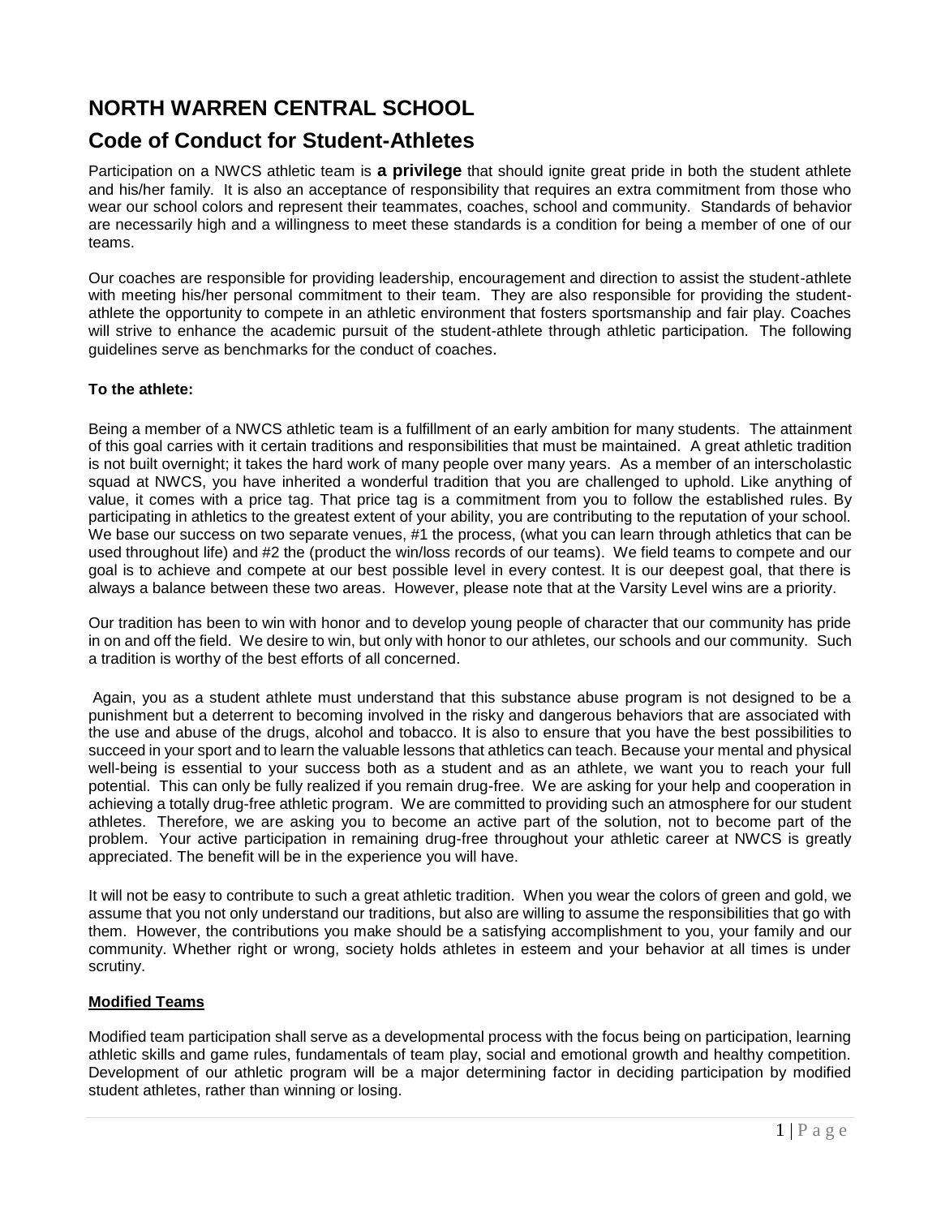# NORTH WARREN CENTRAL SCHOOL

## Code of Conduct for Student-Athletes

Participation on a NWCS athletic team is **a privilege** that should ignite great pride in both the student athlete and his/her family. It is also an acceptance of responsibility that requires an extra commitment from those who wear our school colors and represent their teammates, coaches, school and community. Standards of behavior are necessarily high and a willingness to meet these standards is a condition for being a member of one of our teams.

Our coaches are responsible for providing leadership, encouragement and direction to assist the student-athlete with meeting his/her personal commitment to their team. They are also responsible for providing the student-athlete the opportunity to compete in an athletic environment that fosters sportsmanship and fair play. Coaches will strive to enhance the academic pursuit of the student-athlete through athletic participation. The following guidelines serve as benchmarks for the conduct of coaches.

**To the athlete:**

Being a member of a NWCS athletic team is a fulfillment of an early ambition for many students. The attainment of this goal carries with it certain traditions and responsibilities that must be maintained. A great athletic tradition is not built overnight; it takes the hard work of many people over many years. As a member of an interscholastic squad at NWCS, you have inherited a wonderful tradition that you are challenged to uphold. Like anything of value, it comes with a price tag. That price tag is a commitment from you to follow the established rules. By participating in athletics to the greatest extent of your ability, you are contributing to the reputation of your school. We base our success on two separate venues, #1 the process, (what you can learn through athletics that can be used throughout life) and #2 the (product the win/loss records of our teams). We field teams to compete and our goal is to achieve and compete at our best possible level in every contest. It is our deepest goal, that there is always a balance between these two areas. However, please note that at the Varsity Level wins are a priority.

Our tradition has been to win with honor and to develop young people of character that our community has pride in on and off the field. We desire to win, but only with honor to our athletes, our schools and our community. Such a tradition is worthy of the best efforts of all concerned.

Again, you as a student athlete must understand that this substance abuse program is not designed to be a punishment but a deterrent to becoming involved in the risky and dangerous behaviors that are associated with the use and abuse of the drugs, alcohol and tobacco. It is also to ensure that you have the best possibilities to succeed in your sport and to learn the valuable lessons that athletics can teach. Because your mental and physical well-being is essential to your success both as a student and as an athlete, we want you to reach your full potential. This can only be fully realized if you remain drug-free. We are asking for your help and cooperation in achieving a totally drug-free athletic program. We are committed to providing such an atmosphere for our student athletes. Therefore, we are asking you to become an active part of the solution, not to become part of the problem. Your active participation in remaining drug-free throughout your athletic career at NWCS is greatly appreciated. The benefit will be in the experience you will have.

It will not be easy to contribute to such a great athletic tradition. When you wear the colors of green and gold, we assume that you not only understand our traditions, but also are willing to assume the responsibilities that go with them. However, the contributions you make should be a satisfying accomplishment to you, your family and our community. Whether right or wrong, society holds athletes in esteem and your behavior at all times is under scrutiny.

**Modified Teams**

Modified team participation shall serve as a developmental process with the focus being on participation, learning athletic skills and game rules, fundamentals of team play, social and emotional growth and healthy competition. Development of our athletic program will be a major determining factor in deciding participation by modified student athletes, rather than winning or losing.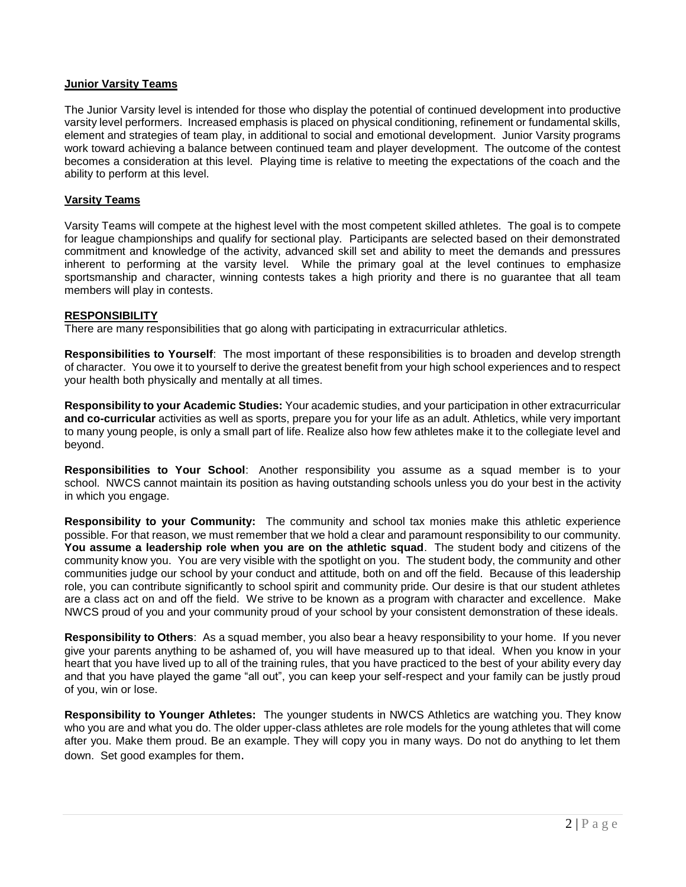**Junior Varsity Teams**

The Junior Varsity level is intended for those who display the potential of continued development into productive varsity level performers. Increased emphasis is placed on physical conditioning, refinement or fundamental skills, element and strategies of team play, in additional to social and emotional development. Junior Varsity programs work toward achieving a balance between continued team and player development. The outcome of the contest becomes a consideration at this level. Playing time is relative to meeting the expectations of the coach and the ability to perform at this level.

**Varsity Teams**

Varsity Teams will compete at the highest level with the most competent skilled athletes. The goal is to compete for league championships and qualify for sectional play. Participants are selected based on their demonstrated commitment and knowledge of the activity, advanced skill set and ability to meet the demands and pressures inherent to performing at the varsity level. While the primary goal at the level continues to emphasize sportsmanship and character, winning contests takes a high priority and there is no guarantee that all team members will play in contests.

**RESPONSIBILITY**

There are many responsibilities that go along with participating in extracurricular athletics.

**Responsibilities to Yourself**: The most important of these responsibilities is to broaden and develop strength of character. You owe it to yourself to derive the greatest benefit from your high school experiences and to respect your health both physically and mentally at all times.

**Responsibility to your Academic Studies:** Your academic studies, and your participation in other extracurricular **and co-curricular** activities as well as sports, prepare you for your life as an adult. Athletics, while very important to many young people, is only a small part of life. Realize also how few athletes make it to the collegiate level and beyond.

**Responsibilities to Your School**: Another responsibility you assume as a squad member is to your school. NWCS cannot maintain its position as having outstanding schools unless you do your best in the activity in which you engage.

**Responsibility to your Community:** The community and school tax monies make this athletic experience possible. For that reason, we must remember that we hold a clear and paramount responsibility to our community. **You assume a leadership role when you are on the athletic squad**. The student body and citizens of the community know you. You are very visible with the spotlight on you. The student body, the community and other communities judge our school by your conduct and attitude, both on and off the field. Because of this leadership role, you can contribute significantly to school spirit and community pride. Our desire is that our student athletes are a class act on and off the field. We strive to be known as a program with character and excellence. Make NWCS proud of you and your community proud of your school by your consistent demonstration of these ideals.

**Responsibility to Others**: As a squad member, you also bear a heavy responsibility to your home. If you never give your parents anything to be ashamed of, you will have measured up to that ideal. When you know in your heart that you have lived up to all of the training rules, that you have practiced to the best of your ability every day and that you have played the game "all out", you can keep your self-respect and your family can be justly proud of you, win or lose.

**Responsibility to Younger Athletes:** The younger students in NWCS Athletics are watching you. They know who you are and what you do. The older upper-class athletes are role models for the young athletes that will come after you. Make them proud. Be an example. They will copy you in many ways. Do not do anything to let them down. Set good examples for them.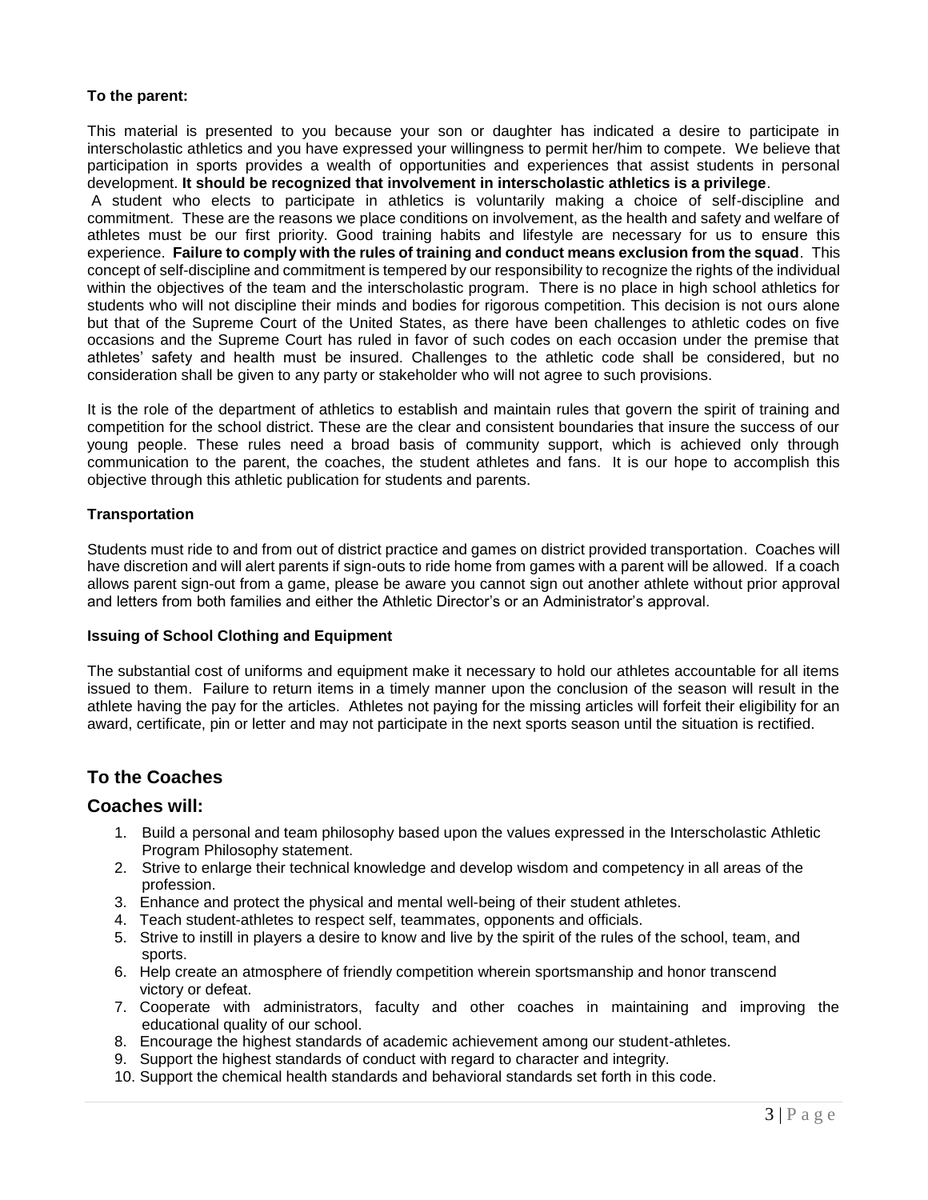**To the parent:**

This material is presented to you because your son or daughter has indicated a desire to participate in interscholastic athletics and you have expressed your willingness to permit her/him to compete. We believe that participation in sports provides a wealth of opportunities and experiences that assist students in personal development. **It should be recognized that involvement in interscholastic athletics is a privilege**.

A student who elects to participate in athletics is voluntarily making a choice of self-discipline and commitment. These are the reasons we place conditions on involvement, as the health and safety and welfare of athletes must be our first priority. Good training habits and lifestyle are necessary for us to ensure this experience. **Failure to comply with the rules of training and conduct means exclusion from the squad**. This concept of self-discipline and commitment is tempered by our responsibility to recognize the rights of the individual within the objectives of the team and the interscholastic program. There is no place in high school athletics for students who will not discipline their minds and bodies for rigorous competition. This decision is not ours alone but that of the Supreme Court of the United States, as there have been challenges to athletic codes on five occasions and the Supreme Court has ruled in favor of such codes on each occasion under the premise that athletes' safety and health must be insured. Challenges to the athletic code shall be considered, but no consideration shall be given to any party or stakeholder who will not agree to such provisions.

It is the role of the department of athletics to establish and maintain rules that govern the spirit of training and competition for the school district. These are the clear and consistent boundaries that insure the success of our young people. These rules need a broad basis of community support, which is achieved only through communication to the parent, the coaches, the student athletes and fans. It is our hope to accomplish this objective through this athletic publication for students and parents.

**Transportation**

Students must ride to and from out of district practice and games on district provided transportation. Coaches will have discretion and will alert parents if sign-outs to ride home from games with a parent will be allowed. If a coach allows parent sign-out from a game, please be aware you cannot sign out another athlete without prior approval and letters from both families and either the Athletic Director's or an Administrator's approval.

**Issuing of School Clothing and Equipment**

The substantial cost of uniforms and equipment make it necessary to hold our athletes accountable for all items issued to them. Failure to return items in a timely manner upon the conclusion of the season will result in the athlete having the pay for the articles. Athletes not paying for the missing articles will forfeit their eligibility for an award, certificate, pin or letter and may not participate in the next sports season until the situation is rectified.

## To the Coaches

## Coaches will:

1. Build a personal and team philosophy based upon the values expressed in the Interscholastic Athletic Program Philosophy statement.
2. Strive to enlarge their technical knowledge and develop wisdom and competency in all areas of the profession.
3. Enhance and protect the physical and mental well-being of their student athletes.
4. Teach student-athletes to respect self, teammates, opponents and officials.
5. Strive to instill in players a desire to know and live by the spirit of the rules of the school, team, and sports.
6. Help create an atmosphere of friendly competition wherein sportsmanship and honor transcend victory or defeat.
7. Cooperate with administrators, faculty and other coaches in maintaining and improving the educational quality of our school.
8. Encourage the highest standards of academic achievement among our student-athletes.
9. Support the highest standards of conduct with regard to character and integrity.
10. Support the chemical health standards and behavioral standards set forth in this code.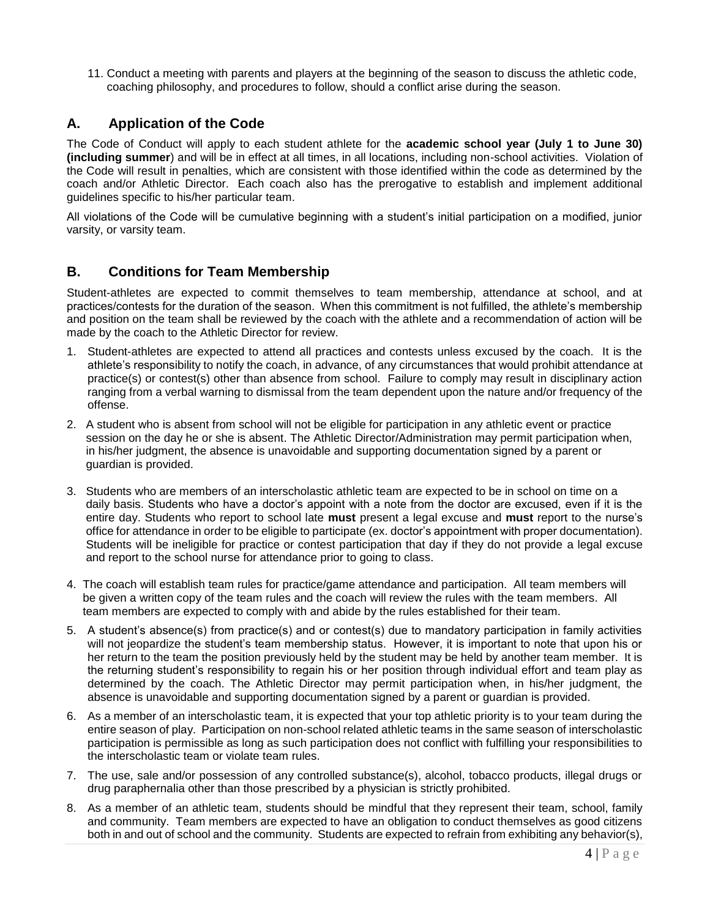11. Conduct a meeting with parents and players at the beginning of the season to discuss the athletic code, coaching philosophy, and procedures to follow, should a conflict arise during the season.

## A. Application of the Code

The Code of Conduct will apply to each student athlete for the **academic school year (July 1 to June 30) (including summer**) and will be in effect at all times, in all locations, including non-school activities. Violation of the Code will result in penalties, which are consistent with those identified within the code as determined by the coach and/or Athletic Director. Each coach also has the prerogative to establish and implement additional guidelines specific to his/her particular team.

All violations of the Code will be cumulative beginning with a student's initial participation on a modified, junior varsity, or varsity team.

## B. Conditions for Team Membership

Student-athletes are expected to commit themselves to team membership, attendance at school, and at practices/contests for the duration of the season. When this commitment is not fulfilled, the athlete's membership and position on the team shall be reviewed by the coach with the athlete and a recommendation of action will be made by the coach to the Athletic Director for review.

1. Student-athletes are expected to attend all practices and contests unless excused by the coach. It is the athlete's responsibility to notify the coach, in advance, of any circumstances that would prohibit attendance at practice(s) or contest(s) other than absence from school. Failure to comply may result in disciplinary action ranging from a verbal warning to dismissal from the team dependent upon the nature and/or frequency of the offense.
2. A student who is absent from school will not be eligible for participation in any athletic event or practice session on the day he or she is absent. The Athletic Director/Administration may permit participation when, in his/her judgment, the absence is unavoidable and supporting documentation signed by a parent or guardian is provided.
3. Students who are members of an interscholastic athletic team are expected to be in school on time on a daily basis. Students who have a doctor's appoint with a note from the doctor are excused, even if it is the entire day. Students who report to school late **must** present a legal excuse and **must** report to the nurse's office for attendance in order to be eligible to participate (ex. doctor's appointment with proper documentation). Students will be ineligible for practice or contest participation that day if they do not provide a legal excuse and report to the school nurse for attendance prior to going to class.
4. The coach will establish team rules for practice/game attendance and participation. All team members will be given a written copy of the team rules and the coach will review the rules with the team members. All team members are expected to comply with and abide by the rules established for their team.
5. A student's absence(s) from practice(s) and or contest(s) due to mandatory participation in family activities will not jeopardize the student's team membership status. However, it is important to note that upon his or her return to the team the position previously held by the student may be held by another team member. It is the returning student's responsibility to regain his or her position through individual effort and team play as determined by the coach. The Athletic Director may permit participation when, in his/her judgment, the absence is unavoidable and supporting documentation signed by a parent or guardian is provided.
6. As a member of an interscholastic team, it is expected that your top athletic priority is to your team during the entire season of play. Participation on non-school related athletic teams in the same season of interscholastic participation is permissible as long as such participation does not conflict with fulfilling your responsibilities to the interscholastic team or violate team rules.
7. The use, sale and/or possession of any controlled substance(s), alcohol, tobacco products, illegal drugs or drug paraphernalia other than those prescribed by a physician is strictly prohibited.
8. As a member of an athletic team, students should be mindful that they represent their team, school, family and community. Team members are expected to have an obligation to conduct themselves as good citizens both in and out of school and the community. Students are expected to refrain from exhibiting any behavior(s),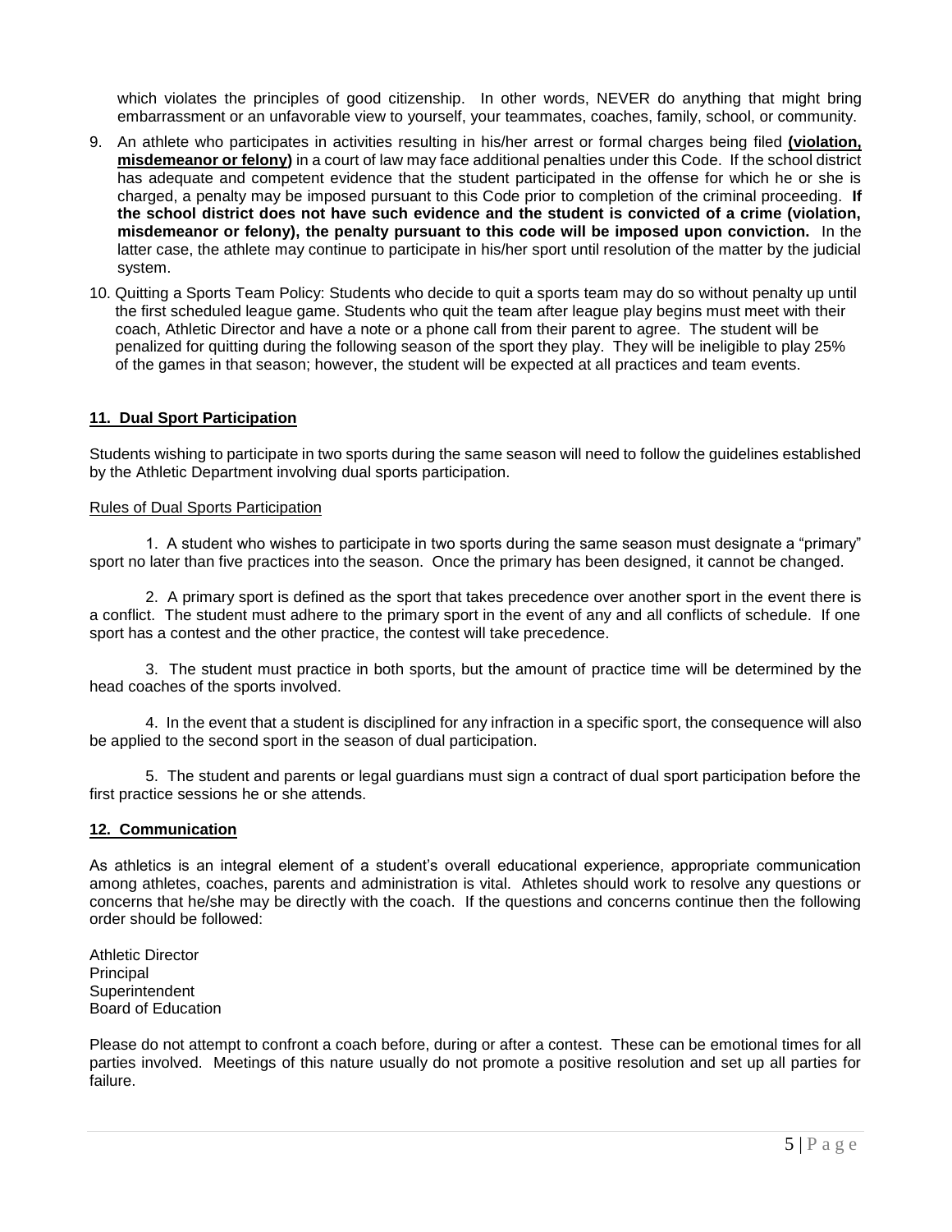which violates the principles of good citizenship. In other words, NEVER do anything that might bring embarrassment or an unfavorable view to yourself, your teammates, coaches, family, school, or community.

9. An athlete who participates in activities resulting in his/her arrest or formal charges being filed **(violation, misdemeanor or felony)** in a court of law may face additional penalties under this Code. If the school district has adequate and competent evidence that the student participated in the offense for which he or she is charged, a penalty may be imposed pursuant to this Code prior to completion of the criminal proceeding. **If the school district does not have such evidence and the student is convicted of a crime (violation, misdemeanor or felony), the penalty pursuant to this code will be imposed upon conviction.** In the latter case, the athlete may continue to participate in his/her sport until resolution of the matter by the judicial system.
10. Quitting a Sports Team Policy: Students who decide to quit a sports team may do so without penalty up until the first scheduled league game. Students who quit the team after league play begins must meet with their coach, Athletic Director and have a note or a phone call from their parent to agree. The student will be penalized for quitting during the following season of the sport they play. They will be ineligible to play 25% of the games in that season; however, the student will be expected at all practices and team events.

## 11. Dual Sport Participation

Students wishing to participate in two sports during the same season will need to follow the guidelines established by the Athletic Department involving dual sports participation.

Rules of Dual Sports Participation

1. A student who wishes to participate in two sports during the same season must designate a "primary" sport no later than five practices into the season. Once the primary has been designed, it cannot be changed.

2. A primary sport is defined as the sport that takes precedence over another sport in the event there is a conflict. The student must adhere to the primary sport in the event of any and all conflicts of schedule. If one sport has a contest and the other practice, the contest will take precedence.

3. The student must practice in both sports, but the amount of practice time will be determined by the head coaches of the sports involved.

4. In the event that a student is disciplined for any infraction in a specific sport, the consequence will also be applied to the second sport in the season of dual participation.

5. The student and parents or legal guardians must sign a contract of dual sport participation before the first practice sessions he or she attends.

## 12. Communication

As athletics is an integral element of a student's overall educational experience, appropriate communication among athletes, coaches, parents and administration is vital. Athletes should work to resolve any questions or concerns that he/she may be directly with the coach. If the questions and concerns continue then the following order should be followed:

Athletic Director  
Principal  
Superintendent  
Board of Education

Please do not attempt to confront a coach before, during or after a contest. These can be emotional times for all parties involved. Meetings of this nature usually do not promote a positive resolution and set up all parties for failure.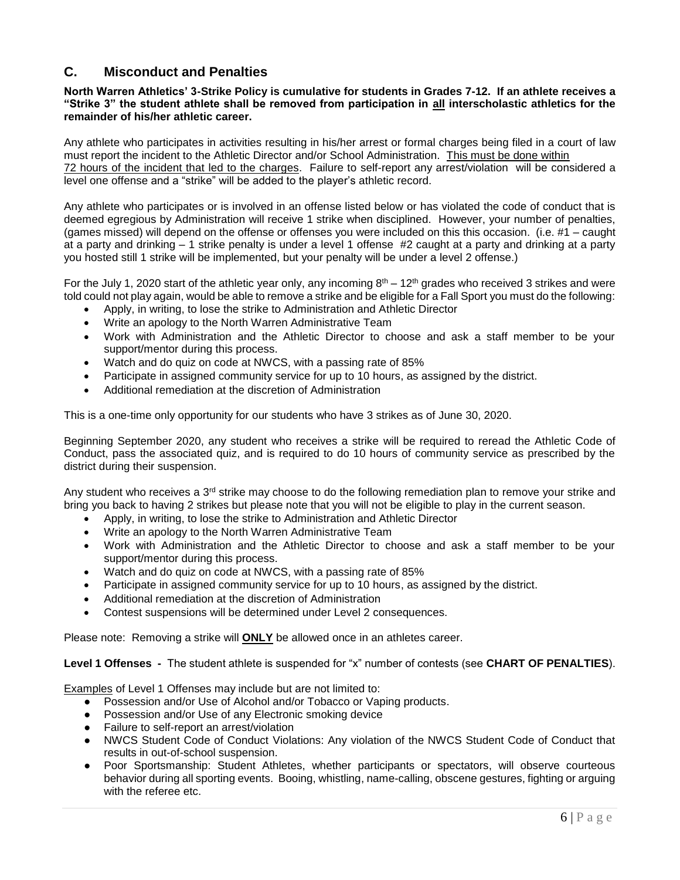## C. Misconduct and Penalties

**North Warren Athletics' 3-Strike Policy is cumulative for students in Grades 7-12. If an athlete receives a "Strike 3" the student athlete shall be removed from participation in all interscholastic athletics for the remainder of his/her athletic career.**

Any athlete who participates in activities resulting in his/her arrest or formal charges being filed in a court of law must report the incident to the Athletic Director and/or School Administration. This must be done within 72 hours of the incident that led to the charges. Failure to self-report any arrest/violation will be considered a level one offense and a "strike" will be added to the player's athletic record.

Any athlete who participates or is involved in an offense listed below or has violated the code of conduct that is deemed egregious by Administration will receive 1 strike when disciplined. However, your number of penalties, (games missed) will depend on the offense or offenses you were included on this this occasion. (i.e. #1 – caught at a party and drinking – 1 strike penalty is under a level 1 offense #2 caught at a party and drinking at a party you hosted still 1 strike will be implemented, but your penalty will be under a level 2 offense.)

For the July 1, 2020 start of the athletic year only, any incoming 8th – 12th grades who received 3 strikes and were told could not play again, would be able to remove a strike and be eligible for a Fall Sport you must do the following:

- Apply, in writing, to lose the strike to Administration and Athletic Director
- Write an apology to the North Warren Administrative Team
- Work with Administration and the Athletic Director to choose and ask a staff member to be your support/mentor during this process.
- Watch and do quiz on code at NWCS, with a passing rate of 85%
- Participate in assigned community service for up to 10 hours, as assigned by the district.
- Additional remediation at the discretion of Administration

This is a one-time only opportunity for our students who have 3 strikes as of June 30, 2020.

Beginning September 2020, any student who receives a strike will be required to reread the Athletic Code of Conduct, pass the associated quiz, and is required to do 10 hours of community service as prescribed by the district during their suspension.

Any student who receives a 3rd strike may choose to do the following remediation plan to remove your strike and bring you back to having 2 strikes but please note that you will not be eligible to play in the current season.

- Apply, in writing, to lose the strike to Administration and Athletic Director
- Write an apology to the North Warren Administrative Team
- Work with Administration and the Athletic Director to choose and ask a staff member to be your support/mentor during this process.
- Watch and do quiz on code at NWCS, with a passing rate of 85%
- Participate in assigned community service for up to 10 hours, as assigned by the district.
- Additional remediation at the discretion of Administration
- Contest suspensions will be determined under Level 2 consequences.

Please note: Removing a strike will **ONLY** be allowed once in an athletes career.

**Level 1 Offenses -** The student athlete is suspended for "x" number of contests (see **CHART OF PENALTIES**).

Examples of Level 1 Offenses may include but are not limited to:

- Possession and/or Use of Alcohol and/or Tobacco or Vaping products.
- Possession and/or Use of any Electronic smoking device
- Failure to self-report an arrest/violation
- NWCS Student Code of Conduct Violations: Any violation of the NWCS Student Code of Conduct that results in out-of-school suspension.
- Poor Sportsmanship: Student Athletes, whether participants or spectators, will observe courteous behavior during all sporting events. Booing, whistling, name-calling, obscene gestures, fighting or arguing with the referee etc.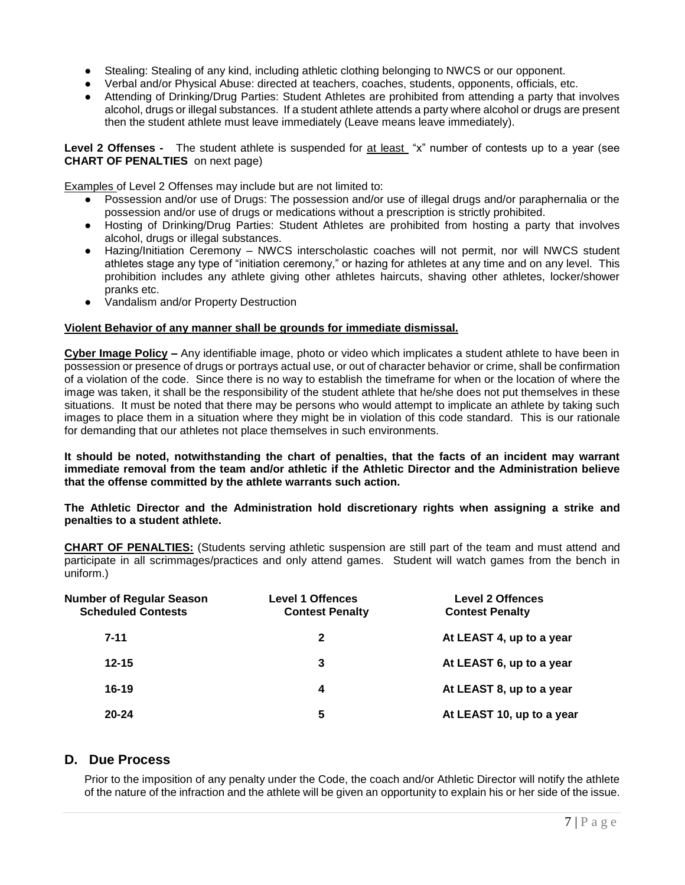- Stealing: Stealing of any kind, including athletic clothing belonging to NWCS or our opponent.
- Verbal and/or Physical Abuse: directed at teachers, coaches, students, opponents, officials, etc.
- Attending of Drinking/Drug Parties: Student Athletes are prohibited from attending a party that involves alcohol, drugs or illegal substances. If a student athlete attends a party where alcohol or drugs are present then the student athlete must leave immediately (Leave means leave immediately).

**Level 2 Offenses -** The student athlete is suspended for at least "x" number of contests up to a year (see **CHART OF PENALTIES** on next page)

Examples of Level 2 Offenses may include but are not limited to:

- Possession and/or use of Drugs: The possession and/or use of illegal drugs and/or paraphernalia or the possession and/or use of drugs or medications without a prescription is strictly prohibited.
- Hosting of Drinking/Drug Parties: Student Athletes are prohibited from hosting a party that involves alcohol, drugs or illegal substances.
- Hazing/Initiation Ceremony – NWCS interscholastic coaches will not permit, nor will NWCS student athletes stage any type of "initiation ceremony," or hazing for athletes at any time and on any level. This prohibition includes any athlete giving other athletes haircuts, shaving other athletes, locker/shower pranks etc.
- Vandalism and/or Property Destruction

**Violent Behavior of any manner shall be grounds for immediate dismissal.**

**Cyber Image Policy –** Any identifiable image, photo or video which implicates a student athlete to have been in possession or presence of drugs or portrays actual use, or out of character behavior or crime, shall be confirmation of a violation of the code. Since there is no way to establish the timeframe for when or the location of where the image was taken, it shall be the responsibility of the student athlete that he/she does not put themselves in these situations. It must be noted that there may be persons who would attempt to implicate an athlete by taking such images to place them in a situation where they might be in violation of this code standard. This is our rationale for demanding that our athletes not place themselves in such environments.

**It should be noted, notwithstanding the chart of penalties, that the facts of an incident may warrant immediate removal from the team and/or athletic if the Athletic Director and the Administration believe that the offense committed by the athlete warrants such action.**

**The Athletic Director and the Administration hold discretionary rights when assigning a strike and penalties to a student athlete.**

**CHART OF PENALTIES:** (Students serving athletic suspension are still part of the team and must attend and participate in all scrimmages/practices and only attend games. Student will watch games from the bench in uniform.)

| Number of Regular Season Scheduled Contests | Level 1 Offences Contest Penalty | Level 2 Offences Contest Penalty |
|---|---|---|
| 7-11 | 2 | At LEAST 4, up to a year |
| 12-15 | 3 | At LEAST 6, up to a year |
| 16-19 | 4 | At LEAST 8, up to a year |
| 20-24 | 5 | At LEAST 10, up to a year |

## D. Due Process

Prior to the imposition of any penalty under the Code, the coach and/or Athletic Director will notify the athlete of the nature of the infraction and the athlete will be given an opportunity to explain his or her side of the issue.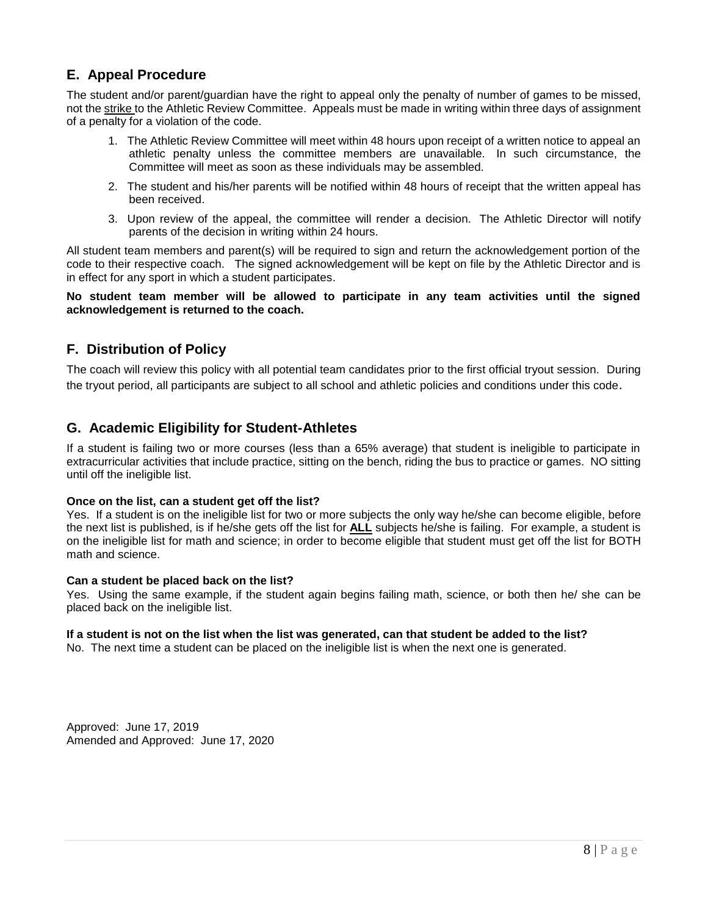## E. Appeal Procedure

The student and/or parent/guardian have the right to appeal only the penalty of number of games to be missed, not the strike to the Athletic Review Committee. Appeals must be made in writing within three days of assignment of a penalty for a violation of the code.

1. The Athletic Review Committee will meet within 48 hours upon receipt of a written notice to appeal an athletic penalty unless the committee members are unavailable. In such circumstance, the Committee will meet as soon as these individuals may be assembled.
2. The student and his/her parents will be notified within 48 hours of receipt that the written appeal has been received.
3. Upon review of the appeal, the committee will render a decision. The Athletic Director will notify parents of the decision in writing within 24 hours.

All student team members and parent(s) will be required to sign and return the acknowledgement portion of the code to their respective coach. The signed acknowledgement will be kept on file by the Athletic Director and is in effect for any sport in which a student participates.

**No student team member will be allowed to participate in any team activities until the signed acknowledgement is returned to the coach.**

## F. Distribution of Policy

The coach will review this policy with all potential team candidates prior to the first official tryout session. During the tryout period, all participants are subject to all school and athletic policies and conditions under this code.

## G. Academic Eligibility for Student-Athletes

If a student is failing two or more courses (less than a 65% average) that student is ineligible to participate in extracurricular activities that include practice, sitting on the bench, riding the bus to practice or games. NO sitting until off the ineligible list.

**Once on the list, can a student get off the list?**
Yes. If a student is on the ineligible list for two or more subjects the only way he/she can become eligible, before the next list is published, is if he/she gets off the list for **ALL** subjects he/she is failing. For example, a student is on the ineligible list for math and science; in order to become eligible that student must get off the list for BOTH math and science.

**Can a student be placed back on the list?**
Yes. Using the same example, if the student again begins failing math, science, or both then he/ she can be placed back on the ineligible list.

**If a student is not on the list when the list was generated, can that student be added to the list?**
No. The next time a student can be placed on the ineligible list is when the next one is generated.

Approved: June 17, 2019
Amended and Approved: June 17, 2020